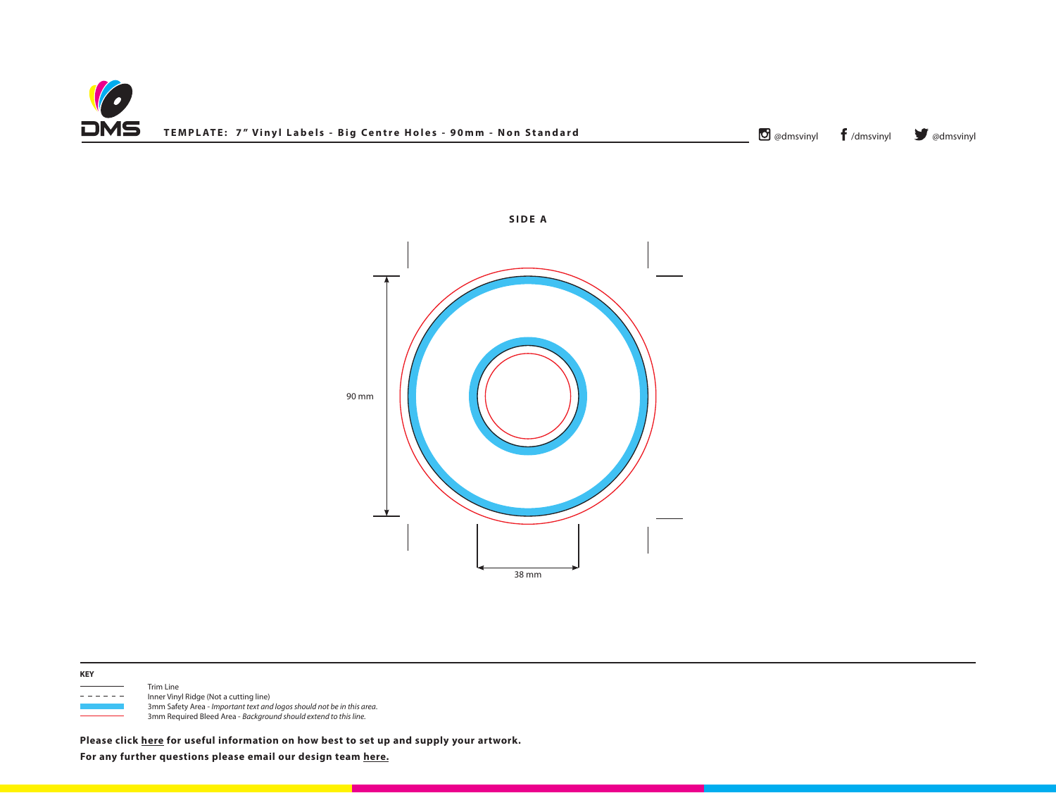**TEMPLATE: 7" Vinyl Labels - Big Centre Holes - 90mm - Non Standard**

@dmsvinyl /dmsvinyl @dmsvinyl

**SIDE A**

90 mm

38 mm

**KEY**

- Trim Line
- Inner Vinyl Ridge (Not a cutting line)
- 3mm Safety Area - *Important text and logos should not be in this area.*
- 3mm Required Bleed Area - *Background should extend to this line.*

**Please click here for useful information on how best to set up and supply your artwork.**

**For any further questions please email our design team here.**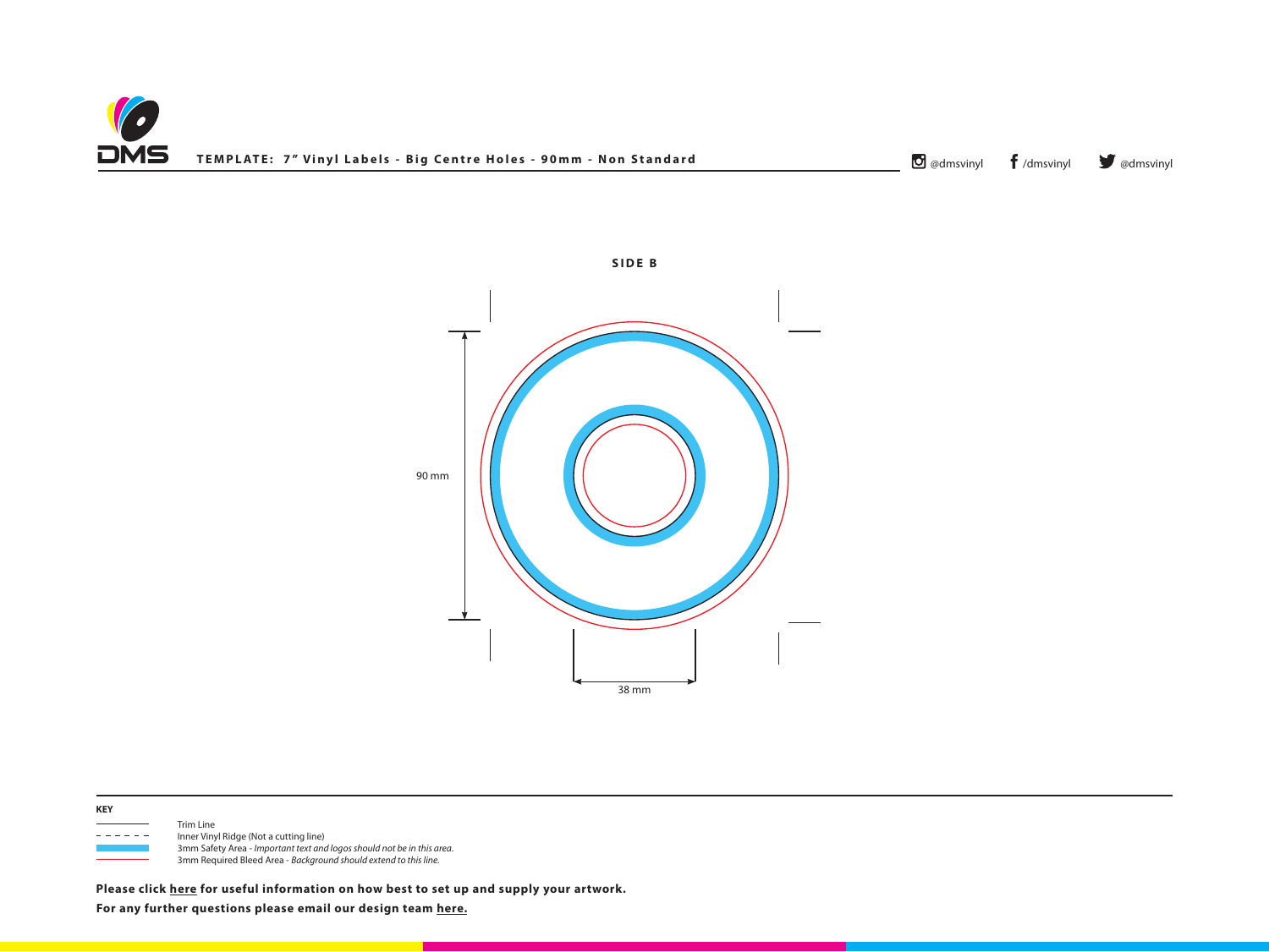DMS

**TEMPLATE: 7″ Vinyl Labels - Big Centre Holes - 90mm - Non Standard**

@dmsvinyl /dmsvinyl @dmsvinyl

**SIDE B**

90 mm

38 mm

**KEY**

Trim Line
Inner Vinyl Ridge (Not a cutting line)
3mm Safety Area - *Important text and logos should not be in this area.*
3mm Required Bleed Area - *Background should extend to this line.*

**Please click here for useful information on how best to set up and supply your artwork.**

**For any further questions please email our design team here.**